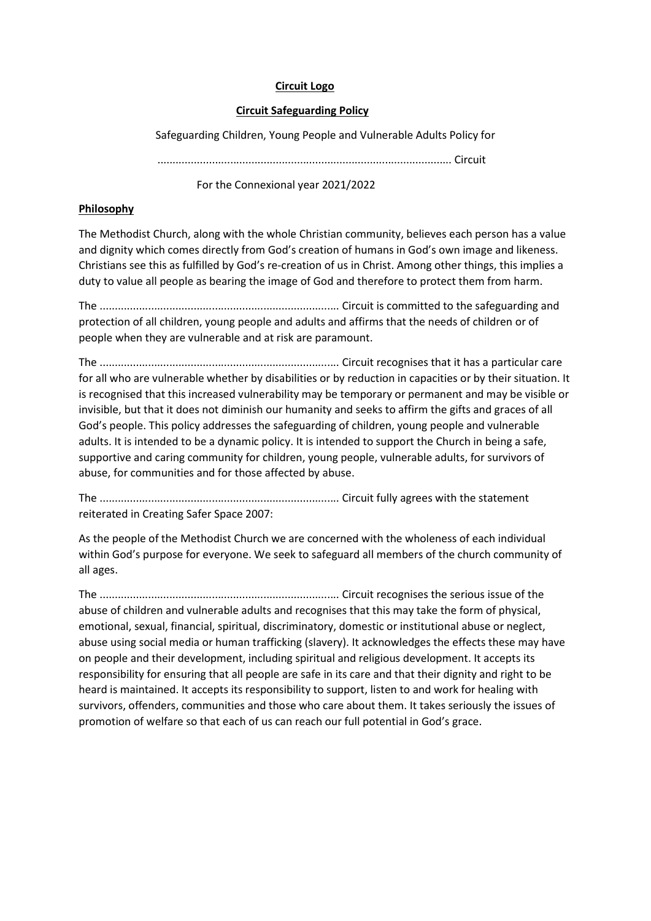**Circuit Logo**

**Circuit Safeguarding Policy**

Safeguarding Children, Young People and Vulnerable Adults Policy for

................................................................................................ Circuit

For the Connexional year 2021/2022

## Philosophy

The Methodist Church, along with the whole Christian community, believes each person has a value and dignity which comes directly from God's creation of humans in God's own image and likeness. Christians see this as fulfilled by God's re-creation of us in Christ. Among other things, this implies a duty to value all people as bearing the image of God and therefore to protect them from harm.

The .............................................................................. Circuit is committed to the safeguarding and protection of all children, young people and adults and affirms that the needs of children or of people when they are vulnerable and at risk are paramount.

The .............................................................................. Circuit recognises that it has a particular care for all who are vulnerable whether by disabilities or by reduction in capacities or by their situation. It is recognised that this increased vulnerability may be temporary or permanent and may be visible or invisible, but that it does not diminish our humanity and seeks to affirm the gifts and graces of all God's people. This policy addresses the safeguarding of children, young people and vulnerable adults. It is intended to be a dynamic policy. It is intended to support the Church in being a safe, supportive and caring community for children, young people, vulnerable adults, for survivors of abuse, for communities and for those affected by abuse.

The .............................................................................. Circuit fully agrees with the statement reiterated in Creating Safer Space 2007:

As the people of the Methodist Church we are concerned with the wholeness of each individual within God's purpose for everyone. We seek to safeguard all members of the church community of all ages.

The .............................................................................. Circuit recognises the serious issue of the abuse of children and vulnerable adults and recognises that this may take the form of physical, emotional, sexual, financial, spiritual, discriminatory, domestic or institutional abuse or neglect, abuse using social media or human trafficking (slavery). It acknowledges the effects these may have on people and their development, including spiritual and religious development. It accepts its responsibility for ensuring that all people are safe in its care and that their dignity and right to be heard is maintained. It accepts its responsibility to support, listen to and work for healing with survivors, offenders, communities and those who care about them. It takes seriously the issues of promotion of welfare so that each of us can reach our full potential in God's grace.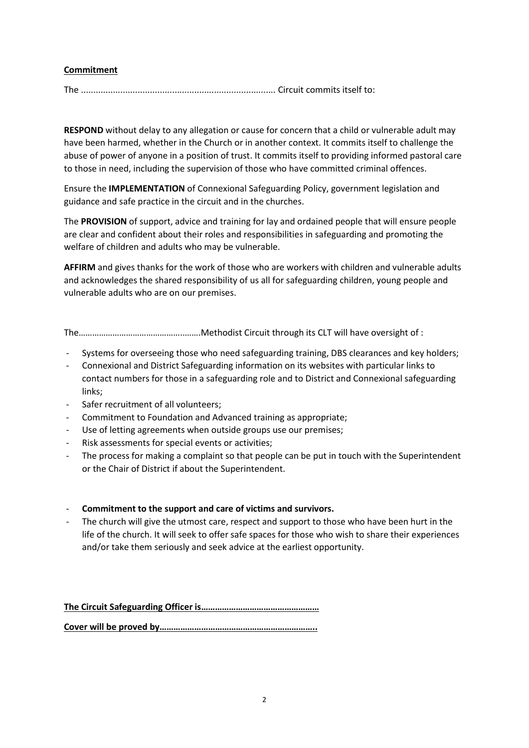**Commitment**

The ............................................................................. Circuit commits itself to:

**RESPOND** without delay to any allegation or cause for concern that a child or vulnerable adult may have been harmed, whether in the Church or in another context. It commits itself to challenge the abuse of power of anyone in a position of trust. It commits itself to providing informed pastoral care to those in need, including the supervision of those who have committed criminal offences.

Ensure the **IMPLEMENTATION** of Connexional Safeguarding Policy, government legislation and guidance and safe practice in the circuit and in the churches.

The **PROVISION** of support, advice and training for lay and ordained people that will ensure people are clear and confident about their roles and responsibilities in safeguarding and promoting the welfare of children and adults who may be vulnerable.

**AFFIRM** and gives thanks for the work of those who are workers with children and vulnerable adults and acknowledges the shared responsibility of us all for safeguarding children, young people and vulnerable adults who are on our premises.

The……………………………………….…….Methodist Circuit through its CLT will have oversight of :

- Systems for overseeing those who need safeguarding training, DBS clearances and key holders;
- Connexional and District Safeguarding information on its websites with particular links to contact numbers for those in a safeguarding role and to District and Connexional safeguarding links;
- Safer recruitment of all volunteers;
- Commitment to Foundation and Advanced training as appropriate;
- Use of letting agreements when outside groups use our premises;
- Risk assessments for special events or activities;
- The process for making a complaint so that people can be put in touch with the Superintendent or the Chair of District if about the Superintendent.

- **Commitment to the support and care of victims and survivors.**
- The church will give the utmost care, respect and support to those who have been hurt in the life of the church. It will seek to offer safe spaces for those who wish to share their experiences and/or take them seriously and seek advice at the earliest opportunity.

**The Circuit Safeguarding Officer is……………………………………………**

**Cover will be proved by…………………………………………………………..**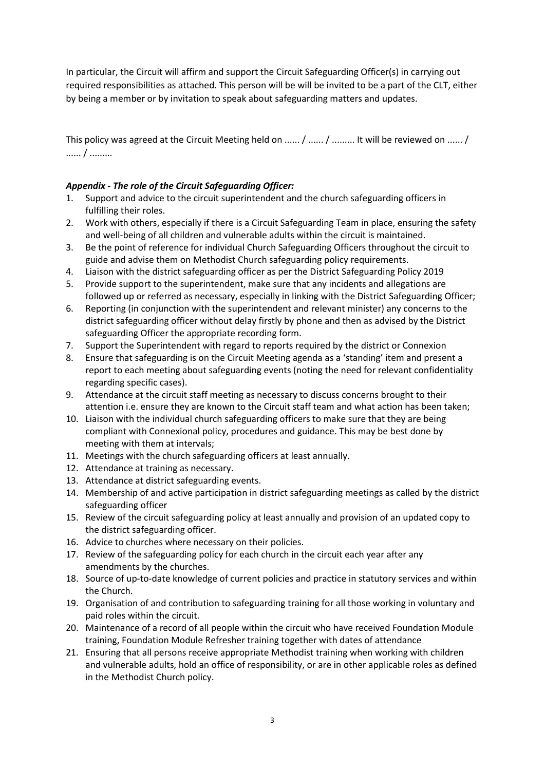In particular, the Circuit will affirm and support the Circuit Safeguarding Officer(s) in carrying out required responsibilities as attached. This person will be will be invited to be a part of the CLT, either by being a member or by invitation to speak about safeguarding matters and updates.

This policy was agreed at the Circuit Meeting held on ...... / ...... / ......... It will be reviewed on ...... / ...... / .........

***Appendix - The role of the Circuit Safeguarding Officer:***

1. Support and advice to the circuit superintendent and the church safeguarding officers in fulfilling their roles.
2. Work with others, especially if there is a Circuit Safeguarding Team in place, ensuring the safety and well-being of all children and vulnerable adults within the circuit is maintained.
3. Be the point of reference for individual Church Safeguarding Officers throughout the circuit to guide and advise them on Methodist Church safeguarding policy requirements.
4. Liaison with the district safeguarding officer as per the District Safeguarding Policy 2019
5. Provide support to the superintendent, make sure that any incidents and allegations are followed up or referred as necessary, especially in linking with the District Safeguarding Officer;
6. Reporting (in conjunction with the superintendent and relevant minister) any concerns to the district safeguarding officer without delay firstly by phone and then as advised by the District safeguarding Officer the appropriate recording form.
7. Support the Superintendent with regard to reports required by the district or Connexion
8. Ensure that safeguarding is on the Circuit Meeting agenda as a 'standing' item and present a report to each meeting about safeguarding events (noting the need for relevant confidentiality regarding specific cases).
9. Attendance at the circuit staff meeting as necessary to discuss concerns brought to their attention i.e. ensure they are known to the Circuit staff team and what action has been taken;
10. Liaison with the individual church safeguarding officers to make sure that they are being compliant with Connexional policy, procedures and guidance. This may be best done by meeting with them at intervals;
11. Meetings with the church safeguarding officers at least annually.
12. Attendance at training as necessary.
13. Attendance at district safeguarding events.
14. Membership of and active participation in district safeguarding meetings as called by the district safeguarding officer
15. Review of the circuit safeguarding policy at least annually and provision of an updated copy to the district safeguarding officer.
16. Advice to churches where necessary on their policies.
17. Review of the safeguarding policy for each church in the circuit each year after any amendments by the churches.
18. Source of up-to-date knowledge of current policies and practice in statutory services and within the Church.
19. Organisation of and contribution to safeguarding training for all those working in voluntary and paid roles within the circuit.
20. Maintenance of a record of all people within the circuit who have received Foundation Module training, Foundation Module Refresher training together with dates of attendance
21. Ensuring that all persons receive appropriate Methodist training when working with children and vulnerable adults, hold an office of responsibility, or are in other applicable roles as defined in the Methodist Church policy.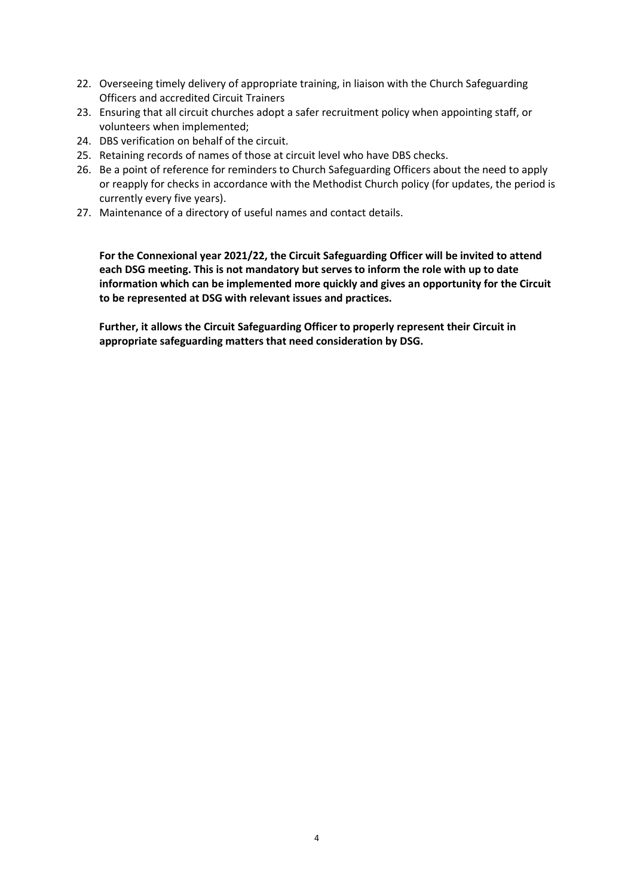22. Overseeing timely delivery of appropriate training, in liaison with the Church Safeguarding Officers and accredited Circuit Trainers
23. Ensuring that all circuit churches adopt a safer recruitment policy when appointing staff, or volunteers when implemented;
24. DBS verification on behalf of the circuit.
25. Retaining records of names of those at circuit level who have DBS checks.
26. Be a point of reference for reminders to Church Safeguarding Officers about the need to apply or reapply for checks in accordance with the Methodist Church policy (for updates, the period is currently every five years).
27. Maintenance of a directory of useful names and contact details.

**For the Connexional year 2021/22, the Circuit Safeguarding Officer will be invited to attend each DSG meeting. This is not mandatory but serves to inform the role with up to date information which can be implemented more quickly and gives an opportunity for the Circuit to be represented at DSG with relevant issues and practices.**

**Further, it allows the Circuit Safeguarding Officer to properly represent their Circuit in appropriate safeguarding matters that need consideration by DSG.**